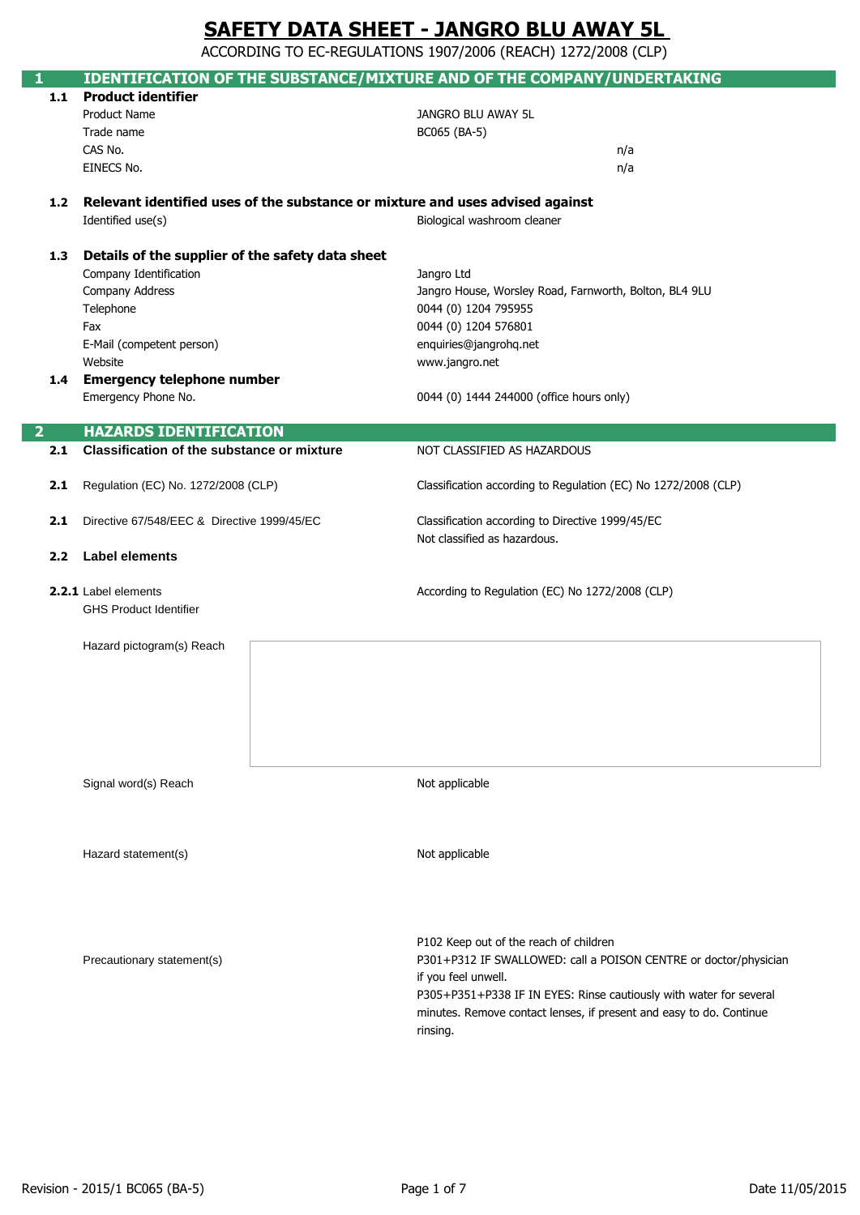# SAFETY DATA SHEET - JANGRO BLU AWAY 5L

ACCORDING TO EC-REGULATIONS 1907/2006 (REACH) 1272/2008 (CLP)

## 1 IDENTIFICATION OF THE SUBSTANCE/MIXTURE AND OF THE COMPANY/UNDERTAKING

### 1.1 Product identifier

| | |
|---|---|
| Product Name | JANGRO BLU AWAY 5L |
| Trade name | BC065 (BA-5) |
| CAS No. | n/a |
| EINECS No. | n/a |

### 1.2 Relevant identified uses of the substance or mixture and uses advised against

| | |
|---|---|
| Identified use(s) | Biological washroom cleaner |

### 1.3 Details of the supplier of the safety data sheet

| | |
|---|---|
| Company Identification | Jangro Ltd |
| Company Address | Jangro House, Worsley Road, Farnworth, Bolton, BL4 9LU |
| Telephone | 0044 (0) 1204 795955 |
| Fax | 0044 (0) 1204 576801 |
| E-Mail (competent person) | enquiries@jangrohq.net |
| Website | www.jangro.net |

### 1.4 Emergency telephone number

| | |
|---|---|
| Emergency Phone No. | 0044 (0) 1444 244000 (office hours only) |

## 2 HAZARDS IDENTIFICATION

| | | |
|---|---|---|
| 2.1 | Classification of the substance or mixture | NOT CLASSIFIED AS HAZARDOUS |
| 2.1 | Regulation (EC) No. 1272/2008 (CLP) | Classification according to Regulation (EC) No 1272/2008 (CLP) |
| 2.1 | Directive 67/548/EEC & Directive 1999/45/EC | Classification according to Directive 1999/45/EC<br>Not classified as hazardous. |

### 2.2 Label elements

**2.2.1** Label elements — According to Regulation (EC) No 1272/2008 (CLP)

GHS Product Identifier

Hazard pictogram(s) Reach

Signal word(s) Reach: Not applicable

Hazard statement(s): Not applicable

Precautionary statement(s):

P102 Keep out of the reach of children
P301+P312 IF SWALLOWED: call a POISON CENTRE or doctor/physician if you feel unwell.
P305+P351+P338 IF IN EYES: Rinse cautiously with water for several minutes. Remove contact lenses, if present and easy to do. Continue rinsing.

Revision - 2015/1 BC065 (BA-5) Date 11/05/2015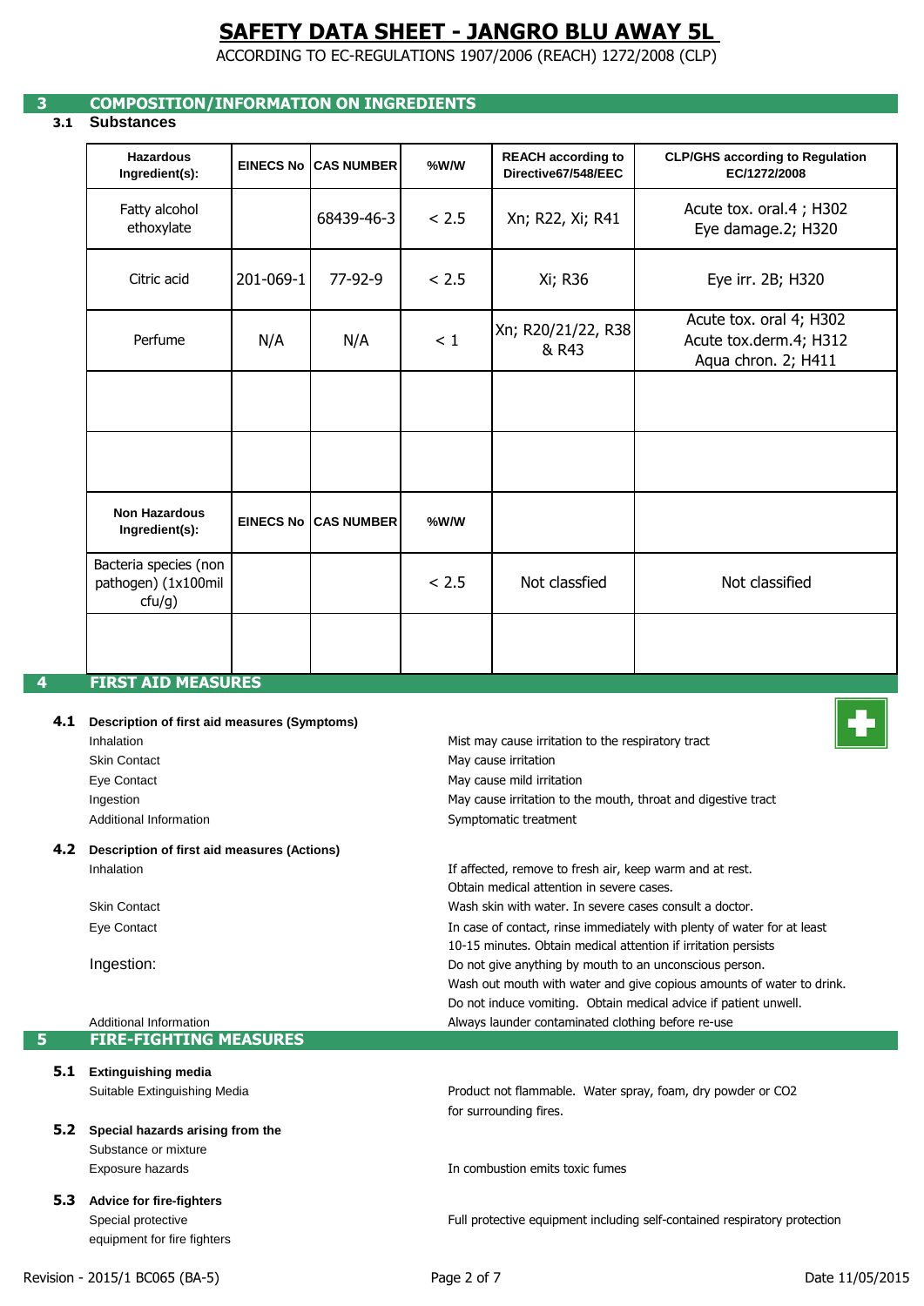# SAFETY DATA SHEET - JANGRO BLU AWAY 5L

ACCORDING TO EC-REGULATIONS 1907/2006 (REACH) 1272/2008 (CLP)

## 3 COMPOSITION/INFORMATION ON INGREDIENTS

### 3.1 Substances

| Hazardous Ingredient(s): | EINECS No | CAS NUMBER | %W/W | REACH according to Directive67/548/EEC | CLP/GHS according to Regulation EC/1272/2008 |
|---|---|---|---|---|---|
| Fatty alcohol ethoxylate | | 68439-46-3 | < 2.5 | Xn; R22, Xi; R41 | Acute tox. oral.4 ; H302 Eye damage.2; H320 |
| Citric acid | 201-069-1 | 77-92-9 | < 2.5 | Xi; R36 | Eye irr. 2B; H320 |
| Perfume | N/A | N/A | < 1 | Xn; R20/21/22, R38 & R43 | Acute tox. oral 4; H302 Acute tox.derm.4; H312 Aqua chron. 2; H411 |
| | | | | | |
| | | | | | |
| **Non Hazardous Ingredient(s):** | **EINECS No** | **CAS NUMBER** | **%W/W** | | |
| Bacteria species (non pathogen) (1x100mil cfu/g) | | | < 2.5 | Not classfied | Not classified |
| | | | | | |

## 4 FIRST AID MEASURES

### 4.1 Description of first aid measures (Symptoms)

| | |
|---|---|
| Inhalation | Mist may cause irritation to the respiratory tract |
| Skin Contact | May cause irritation |
| Eye Contact | May cause mild irritation |
| Ingestion | May cause irritation to the mouth, throat and digestive tract |
| Additional Information | Symptomatic treatment |

### 4.2 Description of first aid measures (Actions)

| | |
|---|---|
| Inhalation | If affected, remove to fresh air, keep warm and at rest. Obtain medical attention in severe cases. |
| Skin Contact | Wash skin with water. In severe cases consult a doctor. |
| Eye Contact | In case of contact, rinse immediately with plenty of water for at least 10-15 minutes. Obtain medical attention if irritation persists |
| Ingestion: | Do not give anything by mouth to an unconscious person. Wash out mouth with water and give copious amounts of water to drink. Do not induce vomiting. Obtain medical advice if patient unwell. |
| Additional Information | Always launder contaminated clothing before re-use |

## 5 FIRE-FIGHTING MEASURES

### 5.1 Extinguishing media

| | |
|---|---|
| Suitable Extinguishing Media | Product not flammable. Water spray, foam, dry powder or CO2 for surrounding fires. |

### 5.2 Special hazards arising from the Substance or mixture

| | |
|---|---|
| Exposure hazards | In combustion emits toxic fumes |

### 5.3 Advice for fire-fighters

| | |
|---|---|
| Special protective equipment for fire fighters | Full protective equipment including self-contained respiratory protection |

Revision - 2015/1 BC065 (BA-5) Date 11/05/2015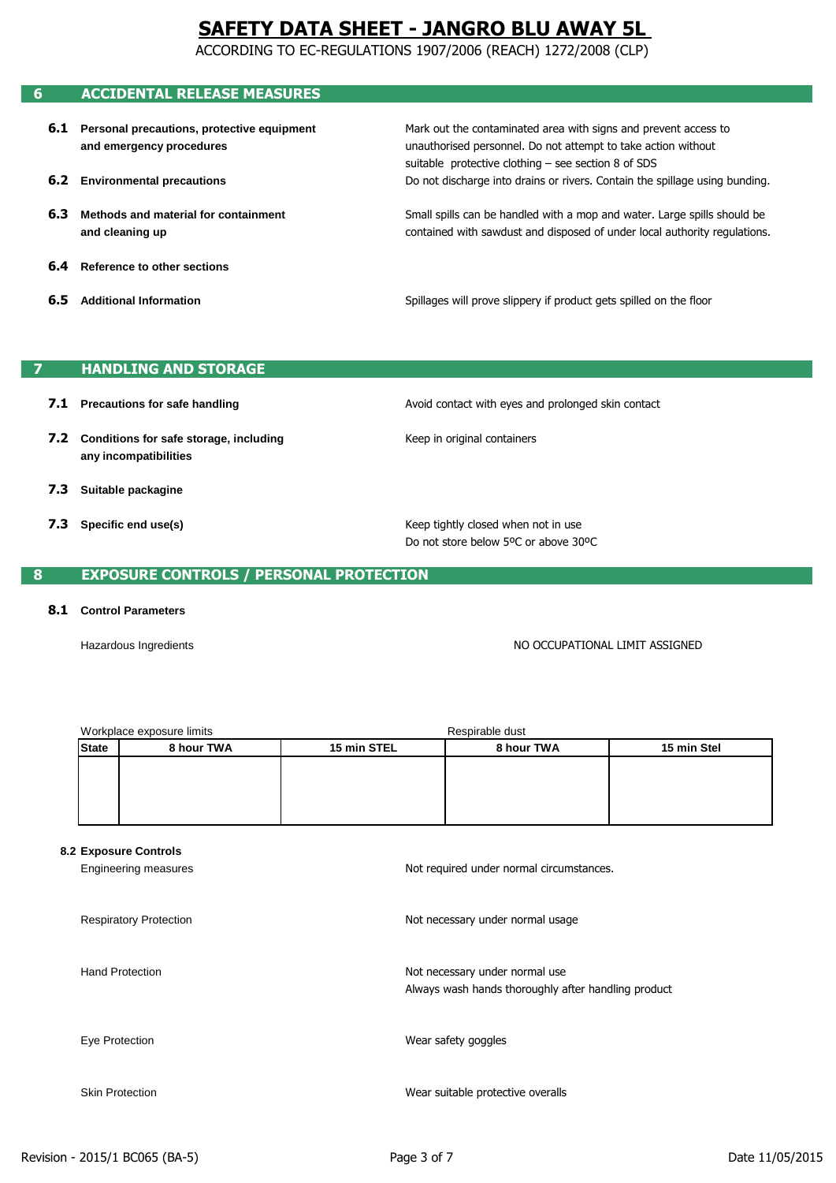# SAFETY DATA SHEET - JANGRO BLU AWAY 5L

ACCORDING TO EC-REGULATIONS 1907/2006 (REACH) 1272/2008 (CLP)

## 6 ACCIDENTAL RELEASE MEASURES

**6.1 Personal precautions, protective equipment and emergency procedures**
Mark out the contaminated area with signs and prevent access to unauthorised personnel. Do not attempt to take action without suitable protective clothing – see section 8 of SDS

**6.2 Environmental precautions**
Do not discharge into drains or rivers. Contain the spillage using bunding.

**6.3 Methods and material for containment and cleaning up**
Small spills can be handled with a mop and water. Large spills should be contained with sawdust and disposed of under local authority regulations.

**6.4 Reference to other sections**

**6.5 Additional Information**
Spillages will prove slippery if product gets spilled on the floor

## 7 HANDLING AND STORAGE

**7.1 Precautions for safe handling**
Avoid contact with eyes and prolonged skin contact

**7.2 Conditions for safe storage, including any incompatibilities**
Keep in original containers

**7.3 Suitable packagine**

**7.3 Specific end use(s)**
Keep tightly closed when not in use
Do not store below 5ºC or above 30ºC

## 8 EXPOSURE CONTROLS / PERSONAL PROTECTION

**8.1 Control Parameters**

Hazardous Ingredients — NO OCCUPATIONAL LIMIT ASSIGNED

| | Workplace exposure limits | | Respirable dust | |
|---|---|---|---|---|
| **State** | **8 hour TWA** | **15 min STEL** | **8 hour TWA** | **15 min Stel** |
| | | | | |

**8.2 Exposure Controls**

Engineering measures — Not required under normal circumstances.

Respiratory Protection — Not necessary under normal usage

Hand Protection — Not necessary under normal use
Always wash hands thoroughly after handling product

Eye Protection — Wear safety goggles

Skin Protection — Wear suitable protective overalls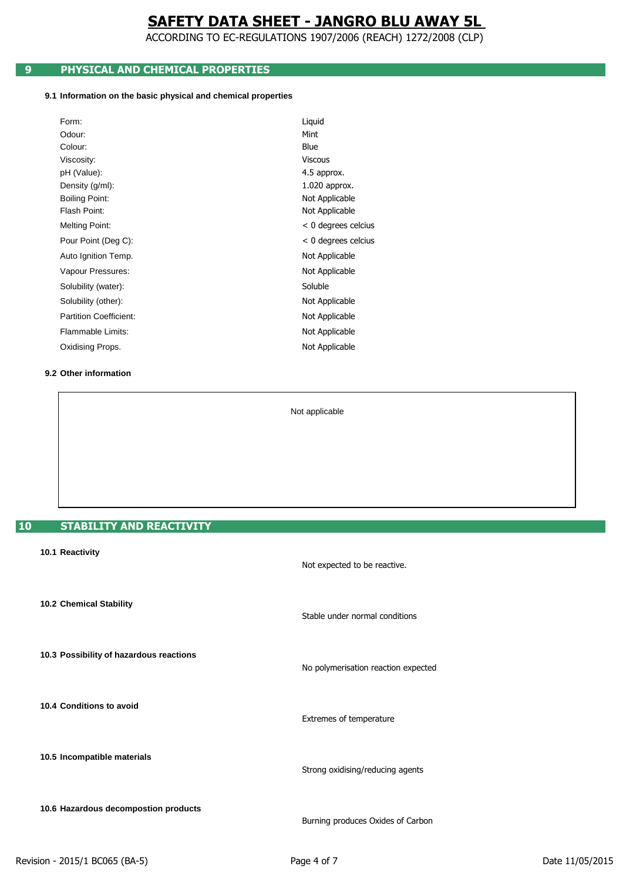## 9 PHYSICAL AND CHEMICAL PROPERTIES

### 9.1 Information on the basic physical and chemical properties

| | |
|---|---|
| Form: | Liquid |
| Odour: | Mint |
| Colour: | Blue |
| Viscosity: | Viscous |
| pH (Value): | 4.5 approx. |
| Density (g/ml): | 1.020 approx. |
| Boiling Point: | Not Applicable |
| Flash Point: | Not Applicable |
| Melting Point: | < 0 degrees celcius |
| Pour Point (Deg C): | < 0 degrees celcius |
| Auto Ignition Temp. | Not Applicable |
| Vapour Pressures: | Not Applicable |
| Solubility (water): | Soluble |
| Solubility (other): | Not Applicable |
| Partition Coefficient: | Not Applicable |
| Flammable Limits: | Not Applicable |
| Oxidising Props. | Not Applicable |

### 9.2 Other information

Not applicable

## 10 STABILITY AND REACTIVITY

**10.1 Reactivity**

Not expected to be reactive.

**10.2 Chemical Stability**

Stable under normal conditions

**10.3 Possibility of hazardous reactions**

No polymerisation reaction expected

**10.4 Conditions to avoid**

Extremes of temperature

**10.5 Incompatible materials**

Strong oxidising/reducing agents

**10.6 Hazardous decompostion products**

Burning produces Oxides of Carbon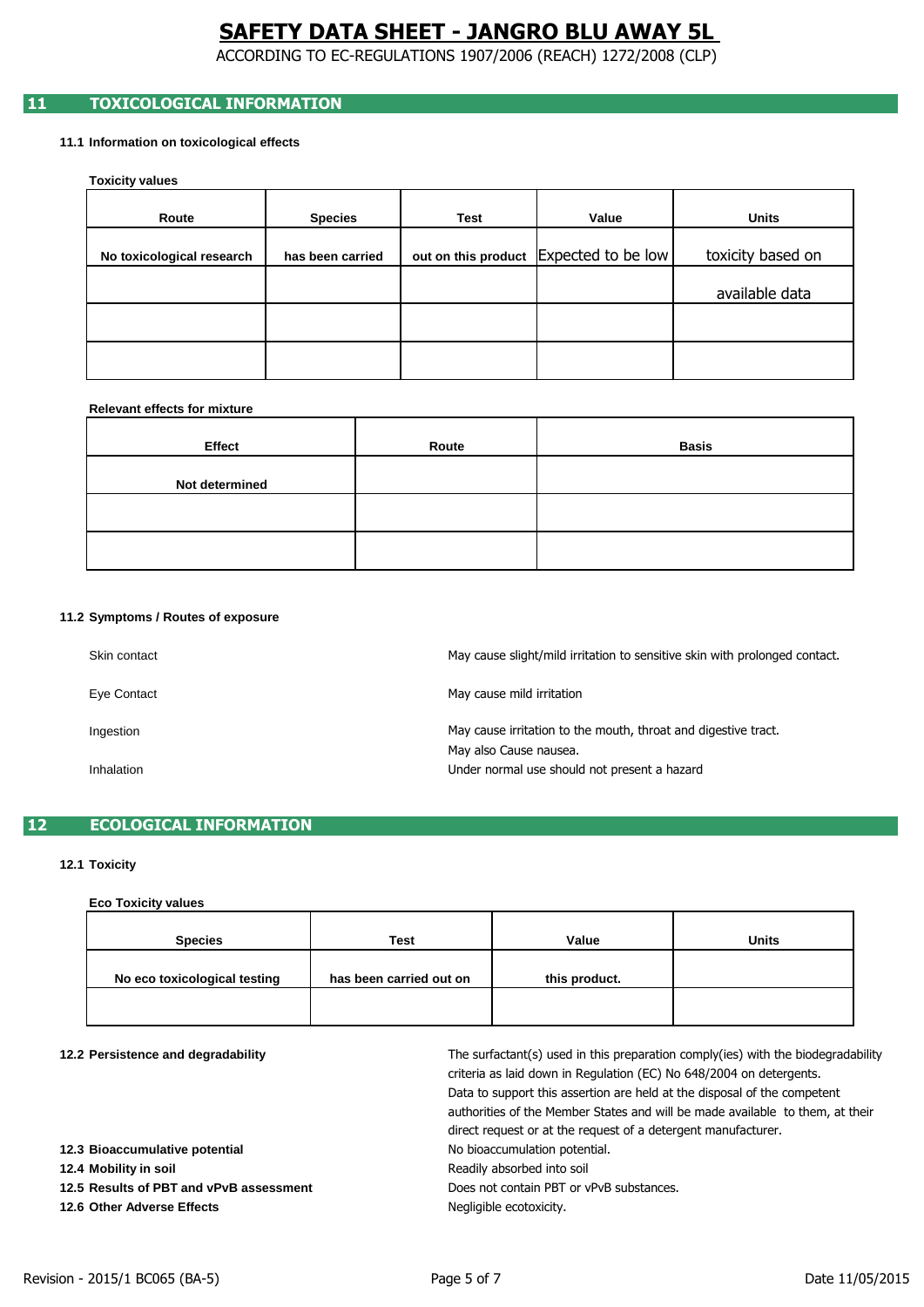# SAFETY DATA SHEET - JANGRO BLU AWAY 5L

ACCORDING TO EC-REGULATIONS 1907/2006 (REACH) 1272/2008 (CLP)

## 11 TOXICOLOGICAL INFORMATION

### 11.1 Information on toxicological effects

**Toxicity values**

| Route | Species | Test | Value | Units |
|---|---|---|---|---|
| No toxicological research | has been carried | out on this product | Expected to be low | toxicity based on |
| | | | | available data |
| | | | | |
| | | | | |

**Relevant effects for mixture**

| Effect | Route | Basis |
|---|---|---|
| Not determined | | |
| | | |
| | | |

### 11.2 Symptoms / Routes of exposure

| | |
|---|---|
| Skin contact | May cause slight/mild irritation to sensitive skin with prolonged contact. |
| Eye Contact | May cause mild irritation |
| Ingestion | May cause irritation to the mouth, throat and digestive tract. May also Cause nausea. |
| Inhalation | Under normal use should not present a hazard |

## 12 ECOLOGICAL INFORMATION

### 12.1 Toxicity

**Eco Toxicity values**

| Species | Test | Value | Units |
|---|---|---|---|
| No eco toxicological testing | has been carried out on | this product. | |
| | | | |

**12.2 Persistence and degradability**

The surfactant(s) used in this preparation comply(ies) with the biodegradability criteria as laid down in Regulation (EC) No 648/2004 on detergents. Data to support this assertion are held at the disposal of the competent authorities of the Member States and will be made available to them, at their direct request or at the request of a detergent manufacturer.

**12.3 Bioaccumulative potential** — No bioaccumulation potential.

**12.4 Mobility in soil** — Readily absorbed into soil

**12.5 Results of PBT and vPvB assessment** — Does not contain PBT or vPvB substances.

**12.6 Other Adverse Effects** — Negligible ecotoxicity.

Revision - 2015/1 BC065 (BA-5) Date 11/05/2015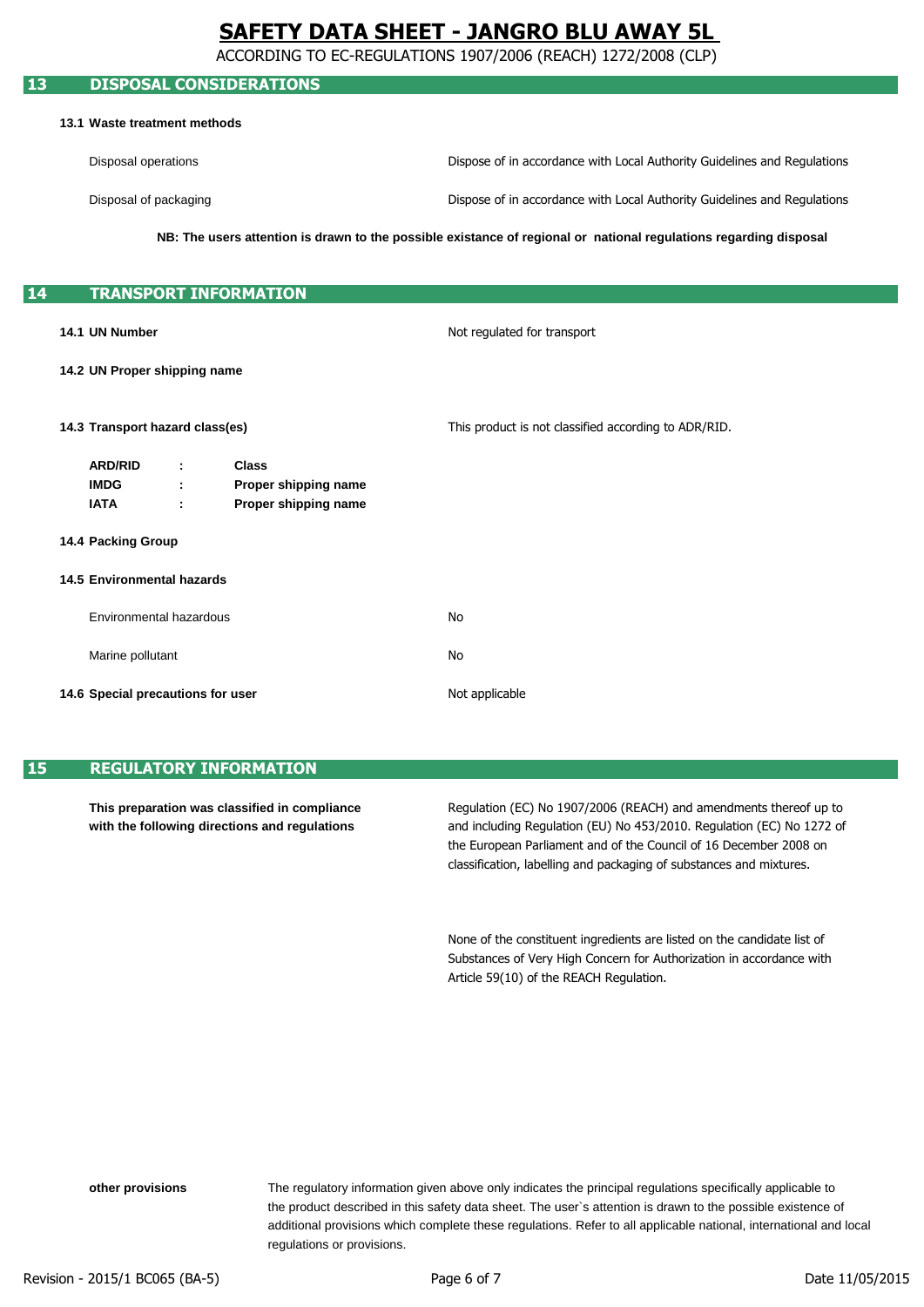## 13 DISPOSAL CONSIDERATIONS

**13.1 Waste treatment methods**

| | |
|---|---|
| Disposal operations | Dispose of in accordance with Local Authority Guidelines and Regulations |
| Disposal of packaging | Dispose of in accordance with Local Authority Guidelines and Regulations |

**NB: The users attention is drawn to the possible existance of regional or national regulations regarding disposal**

## 14 TRANSPORT INFORMATION

**14.1 UN Number** — Not regulated for transport

**14.2 UN Proper shipping name**

**14.3 Transport hazard class(es)** — This product is not classified according to ADR/RID.

| | | |
|---|---|---|
| **ARD/RID** | **:** | **Class** |
| **IMDG** | **:** | **Proper shipping name** |
| **IATA** | **:** | **Proper shipping name** |

**14.4 Packing Group**

**14.5 Environmental hazards**

| | |
|---|---|
| Environmental hazardous | No |
| Marine pollutant | No |

**14.6 Special precautions for user** — Not applicable

## 15 REGULATORY INFORMATION

**This preparation was classified in compliance with the following directions and regulations**

Regulation (EC) No 1907/2006 (REACH) and amendments thereof up to and including Regulation (EU) No 453/2010. Regulation (EC) No 1272 of the European Parliament and of the Council of 16 December 2008 on classification, labelling and packaging of substances and mixtures.

None of the constituent ingredients are listed on the candidate list of Substances of Very High Concern for Authorization in accordance with Article 59(10) of the REACH Regulation.

**other provisions**

The regulatory information given above only indicates the principal regulations specifically applicable to the product described in this safety data sheet. The user`s attention is drawn to the possible existence of additional provisions which complete these regulations. Refer to all applicable national, international and local regulations or provisions.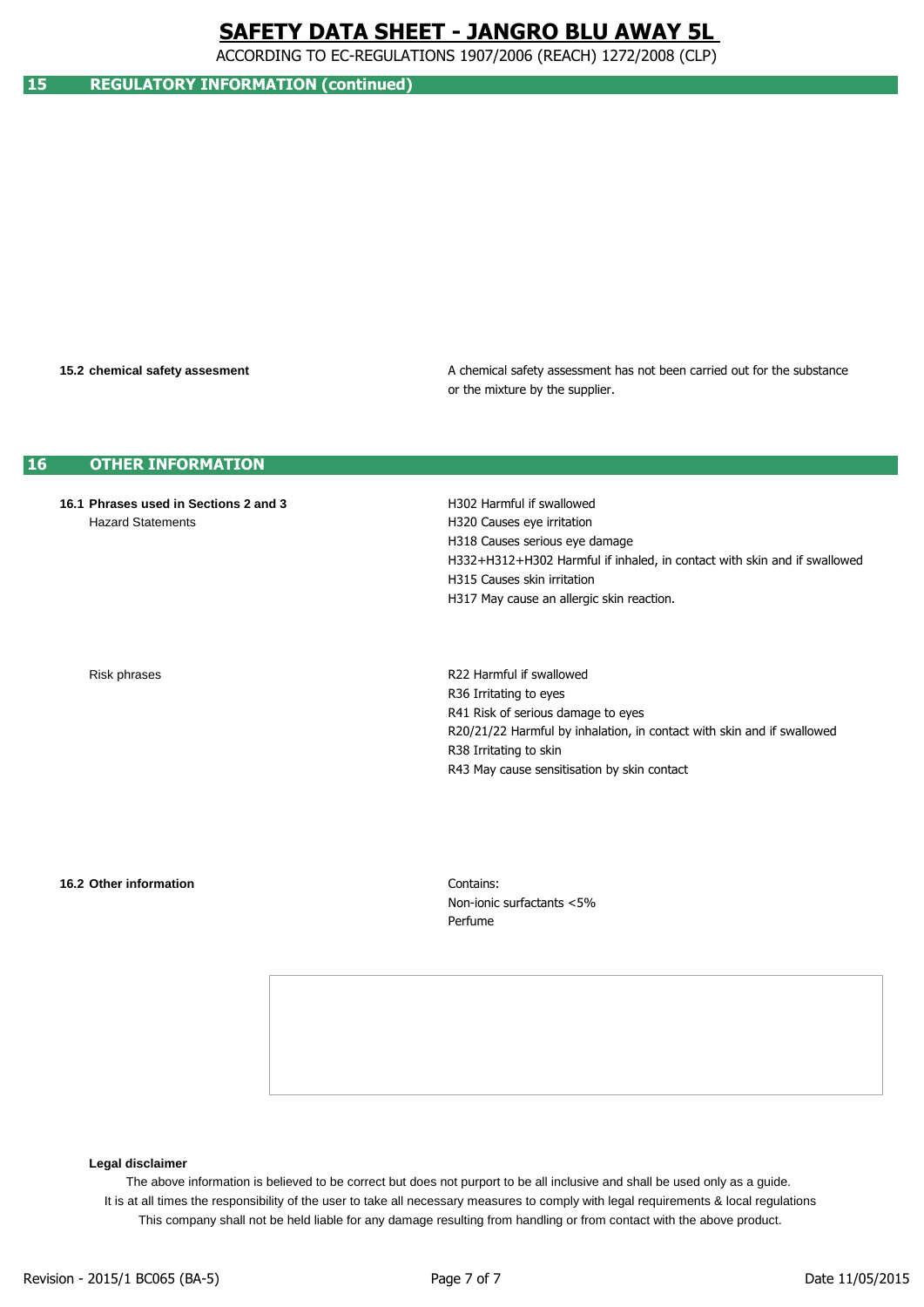# SAFETY DATA SHEET - JANGRO BLU AWAY 5L

ACCORDING TO EC-REGULATIONS 1907/2006 (REACH) 1272/2008 (CLP)

## 15 REGULATORY INFORMATION (continued)

**15.2 chemical safety assesment**

A chemical safety assessment has not been carried out for the substance or the mixture by the supplier.

## 16 OTHER INFORMATION

**16.1 Phrases used in Sections 2 and 3**

Hazard Statements

H302 Harmful if swallowed
H320 Causes eye irritation
H318 Causes serious eye damage
H332+H312+H302 Harmful if inhaled, in contact with skin and if swallowed
H315 Causes skin irritation
H317 May cause an allergic skin reaction.

Risk phrases

R22 Harmful if swallowed
R36 Irritating to eyes
R41 Risk of serious damage to eyes
R20/21/22 Harmful by inhalation, in contact with skin and if swallowed
R38 Irritating to skin
R43 May cause sensitisation by skin contact

**16.2 Other information**

Contains:
Non-ionic surfactants <5%
Perfume

**Legal disclaimer**

The above information is believed to be correct but does not purport to be all inclusive and shall be used only as a guide.
It is at all times the responsibility of the user to take all necessary measures to comply with legal requirements & local regulations
This company shall not be held liable for any damage resulting from handling or from contact with the above product.

Revision - 2015/1 BC065 (BA-5)

Date 11/05/2015